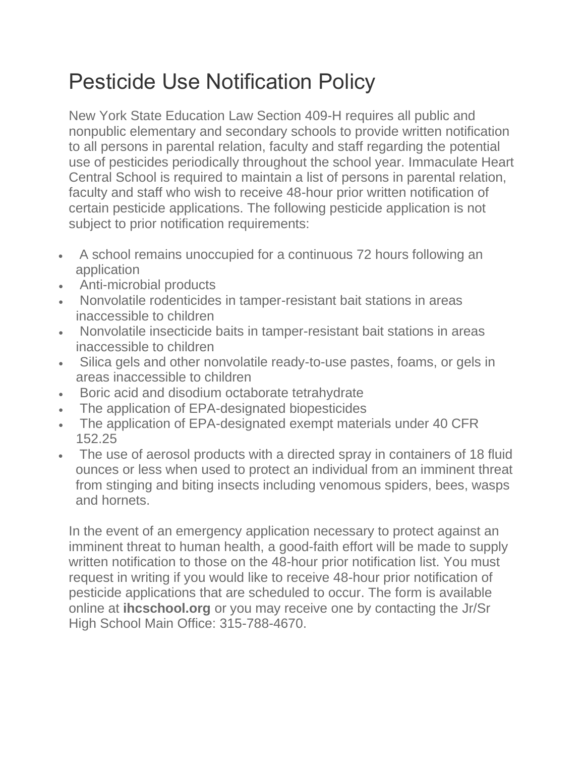# Pesticide Use Notification Policy

New York State Education Law Section 409-H requires all public and nonpublic elementary and secondary schools to provide written notification to all persons in parental relation, faculty and staff regarding the potential use of pesticides periodically throughout the school year. Immaculate Heart Central School is required to maintain a list of persons in parental relation, faculty and staff who wish to receive 48-hour prior written notification of certain pesticide applications. The following pesticide application is not subject to prior notification requirements:

- A school remains unoccupied for a continuous 72 hours following an application
- Anti-microbial products
- Nonvolatile rodenticides in tamper-resistant bait stations in areas inaccessible to children
- Nonvolatile insecticide baits in tamper-resistant bait stations in areas inaccessible to children
- Silica gels and other nonvolatile ready-to-use pastes, foams, or gels in areas inaccessible to children
- Boric acid and disodium octaborate tetrahydrate
- The application of EPA-designated biopesticides
- The application of EPA-designated exempt materials under 40 CFR 152.25
- The use of aerosol products with a directed spray in containers of 18 fluid ounces or less when used to protect an individual from an imminent threat from stinging and biting insects including venomous spiders, bees, wasps and hornets.

In the event of an emergency application necessary to protect against an imminent threat to human health, a good-faith effort will be made to supply written notification to those on the 48-hour prior notification list. You must request in writing if you would like to receive 48-hour prior notification of pesticide applications that are scheduled to occur. The form is available online at **ihcschool.org** or you may receive one by contacting the Jr/Sr High School Main Office: 315-788-4670.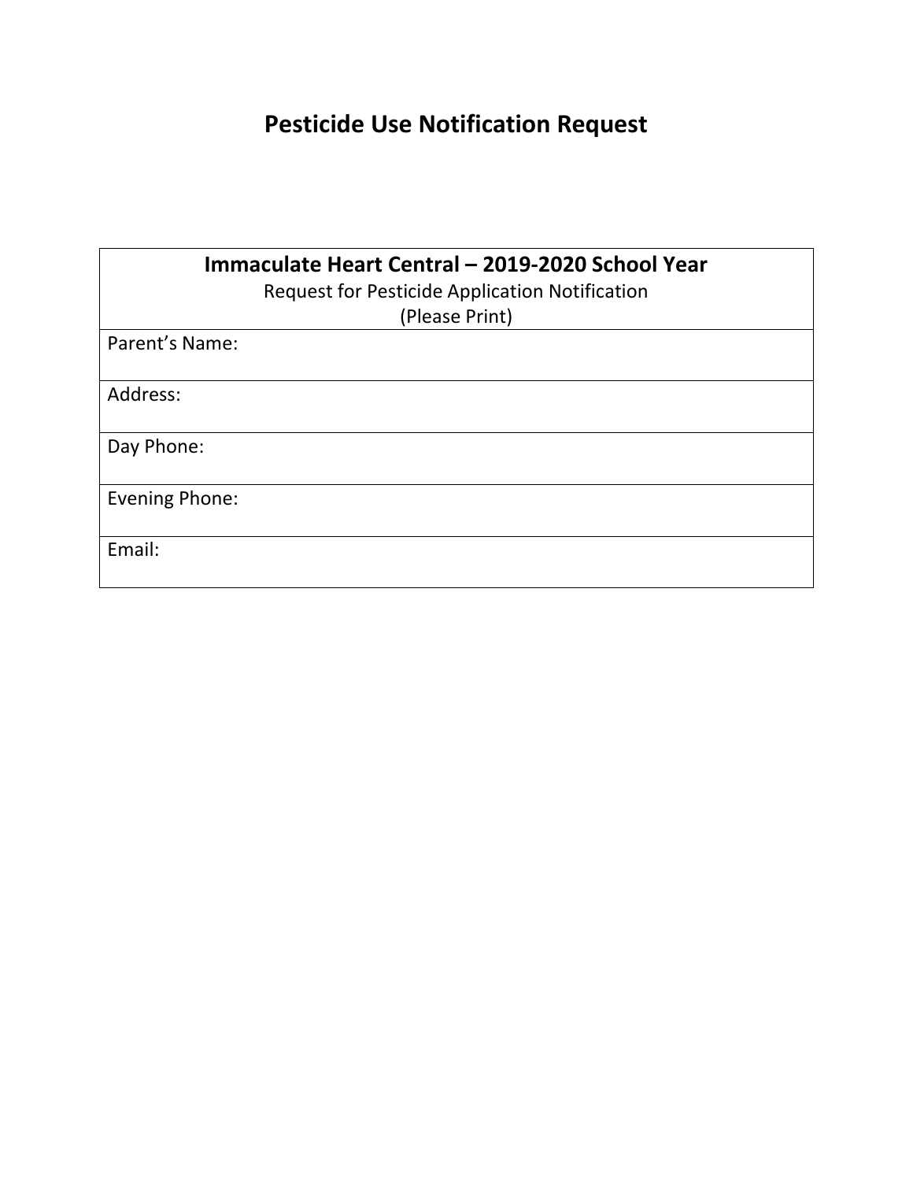# Pesticide Use Notification Request

| **Immaculate Heart Central – 2019-2020 School Year**<br>Request for Pesticide Application Notification<br>(Please Print) |
|---|
| Parent's Name: |
| Address: |
| Day Phone: |
| Evening Phone: |
| Email: |